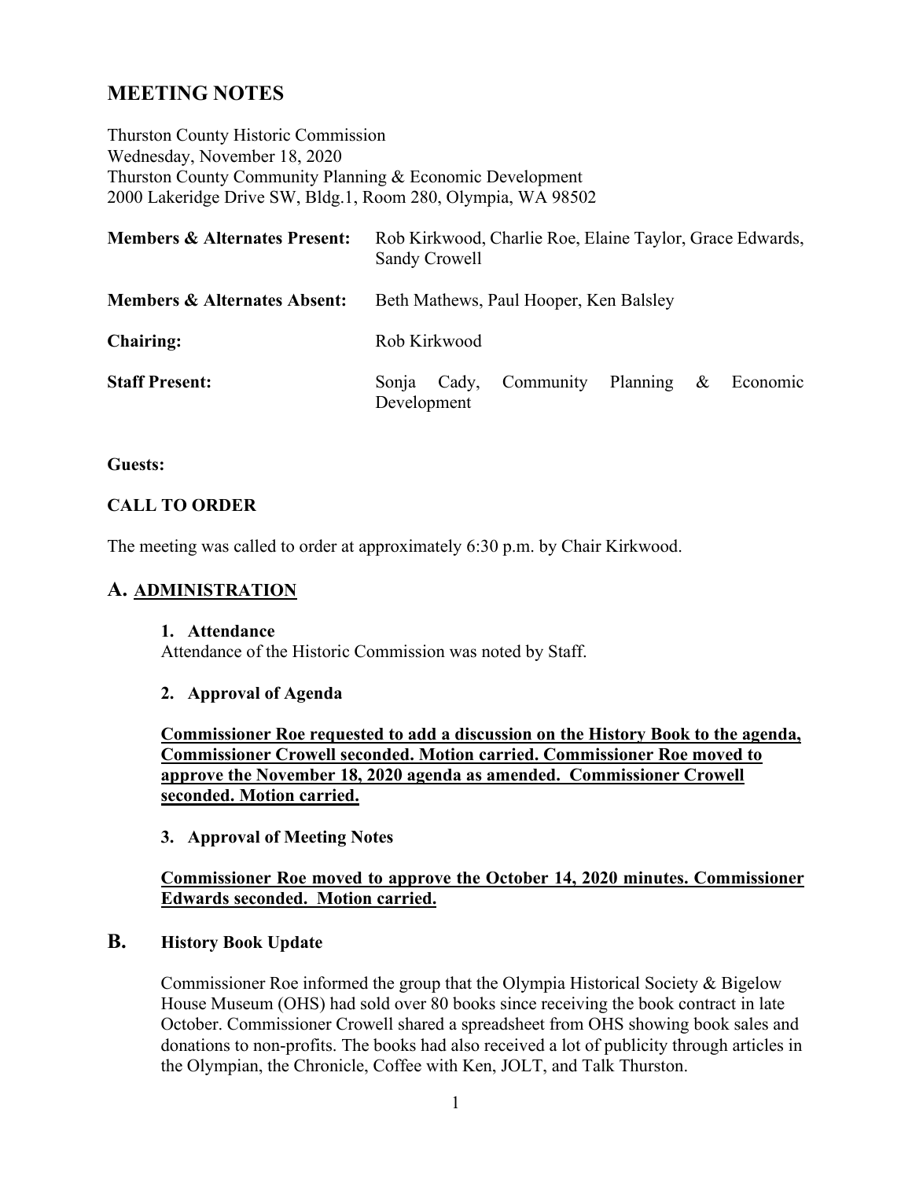# MEETING NOTES

Thurston County Historic Commission
Wednesday, November 18, 2020
Thurston County Community Planning & Economic Development
2000 Lakeridge Drive SW, Bldg.1, Room 280, Olympia, WA 98502

| | |
|---|---|
| **Members & Alternates Present:** | Rob Kirkwood, Charlie Roe, Elaine Taylor, Grace Edwards, Sandy Crowell |
| **Members & Alternates Absent:** | Beth Mathews, Paul Hooper, Ken Balsley |
| **Chairing:** | Rob Kirkwood |
| **Staff Present:** | Sonja Cady, Community Planning & Economic Development |

**Guests:**

**CALL TO ORDER**

The meeting was called to order at approximately 6:30 p.m. by Chair Kirkwood.

## A. ADMINISTRATION

**1. Attendance**

Attendance of the Historic Commission was noted by Staff.

**2. Approval of Agenda**

**Commissioner Roe requested to add a discussion on the History Book to the agenda, Commissioner Crowell seconded. Motion carried. Commissioner Roe moved to approve the November 18, 2020 agenda as amended. Commissioner Crowell seconded. Motion carried.**

**3. Approval of Meeting Notes**

**Commissioner Roe moved to approve the October 14, 2020 minutes. Commissioner Edwards seconded. Motion carried.**

## B. History Book Update

Commissioner Roe informed the group that the Olympia Historical Society & Bigelow House Museum (OHS) had sold over 80 books since receiving the book contract in late October. Commissioner Crowell shared a spreadsheet from OHS showing book sales and donations to non-profits. The books had also received a lot of publicity through articles in the Olympian, the Chronicle, Coffee with Ken, JOLT, and Talk Thurston.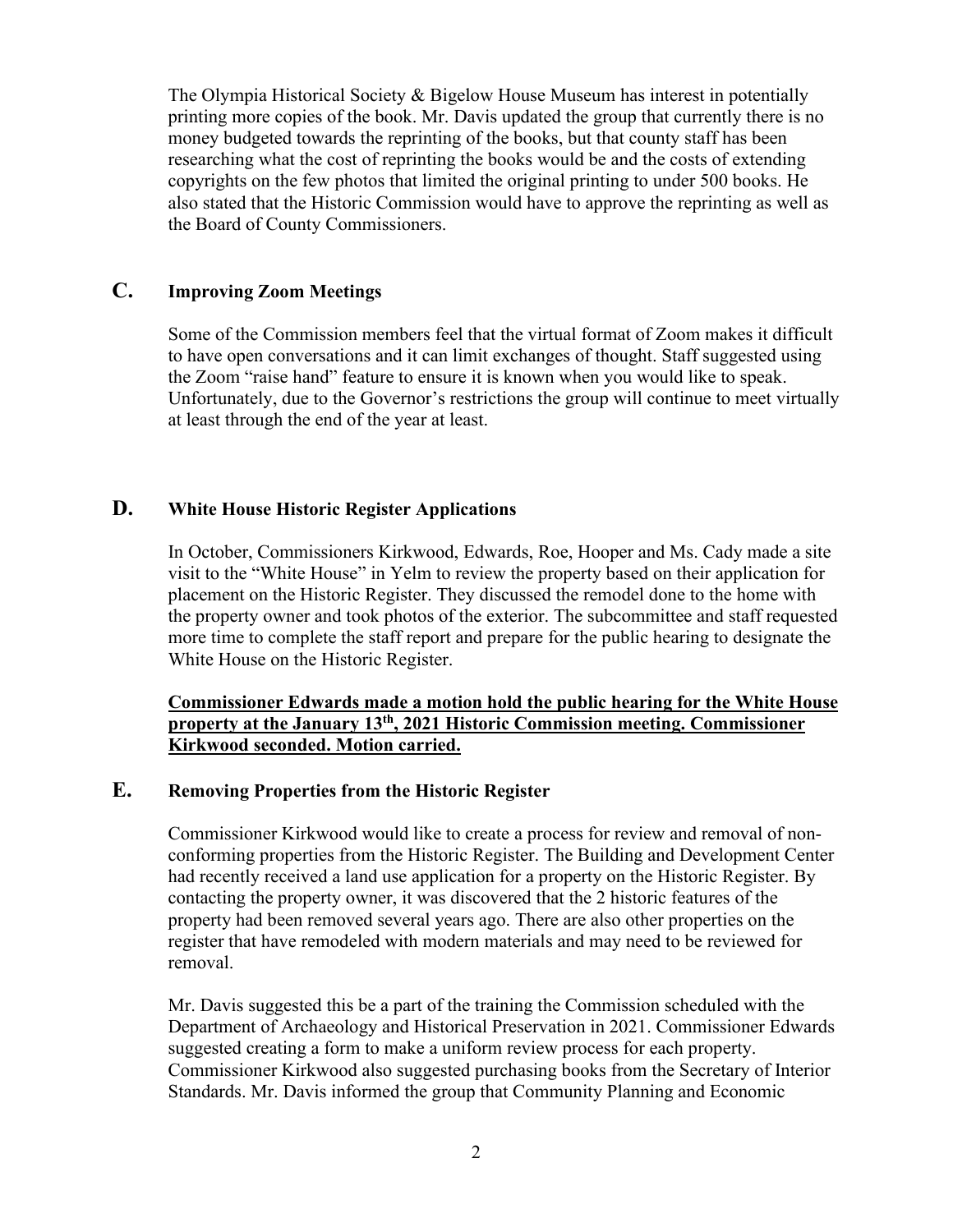The Olympia Historical Society & Bigelow House Museum has interest in potentially printing more copies of the book. Mr. Davis updated the group that currently there is no money budgeted towards the reprinting of the books, but that county staff has been researching what the cost of reprinting the books would be and the costs of extending copyrights on the few photos that limited the original printing to under 500 books. He also stated that the Historic Commission would have to approve the reprinting as well as the Board of County Commissioners.

## C. Improving Zoom Meetings

Some of the Commission members feel that the virtual format of Zoom makes it difficult to have open conversations and it can limit exchanges of thought. Staff suggested using the Zoom "raise hand" feature to ensure it is known when you would like to speak. Unfortunately, due to the Governor's restrictions the group will continue to meet virtually at least through the end of the year at least.

## D. White House Historic Register Applications

In October, Commissioners Kirkwood, Edwards, Roe, Hooper and Ms. Cady made a site visit to the "White House" in Yelm to review the property based on their application for placement on the Historic Register. They discussed the remodel done to the home with the property owner and took photos of the exterior. The subcommittee and staff requested more time to complete the staff report and prepare for the public hearing to designate the White House on the Historic Register.

**Commissioner Edwards made a motion hold the public hearing for the White House property at the January 13th, 2021 Historic Commission meeting. Commissioner Kirkwood seconded. Motion carried.**

## E. Removing Properties from the Historic Register

Commissioner Kirkwood would like to create a process for review and removal of non-conforming properties from the Historic Register. The Building and Development Center had recently received a land use application for a property on the Historic Register. By contacting the property owner, it was discovered that the 2 historic features of the property had been removed several years ago. There are also other properties on the register that have remodeled with modern materials and may need to be reviewed for removal.

Mr. Davis suggested this be a part of the training the Commission scheduled with the Department of Archaeology and Historical Preservation in 2021. Commissioner Edwards suggested creating a form to make a uniform review process for each property. Commissioner Kirkwood also suggested purchasing books from the Secretary of Interior Standards. Mr. Davis informed the group that Community Planning and Economic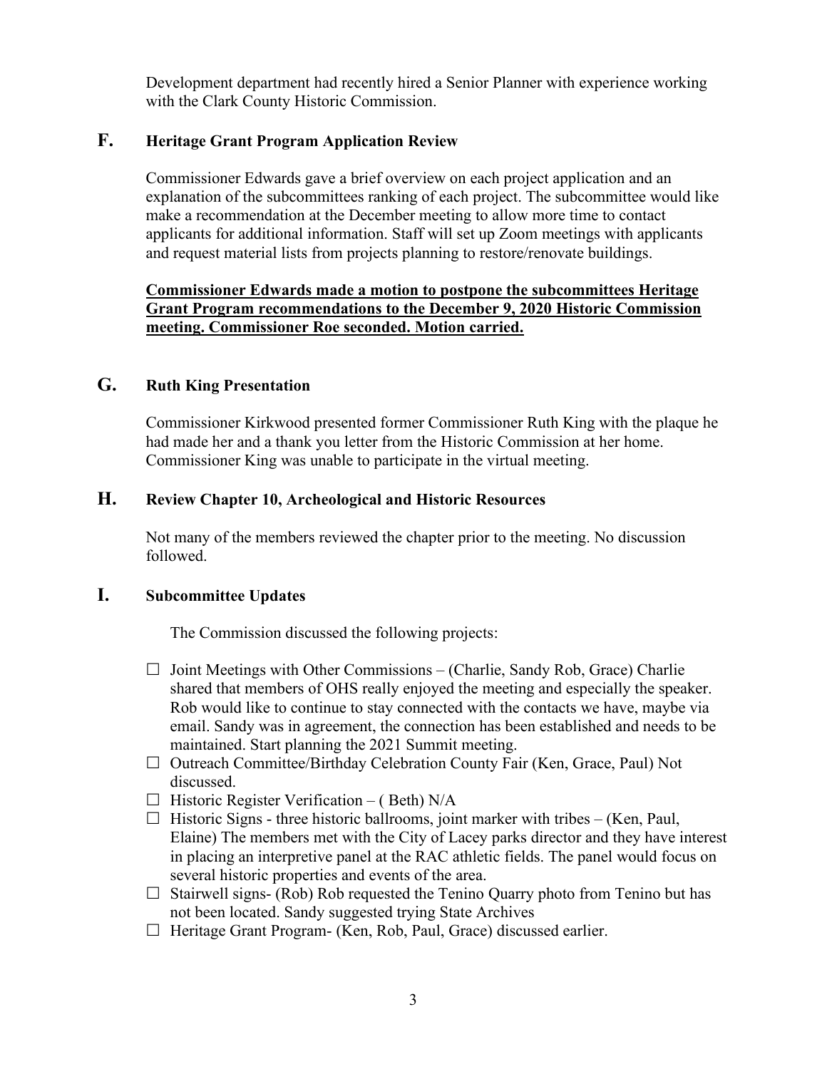Development department had recently hired a Senior Planner with experience working with the Clark County Historic Commission.

## F. Heritage Grant Program Application Review

Commissioner Edwards gave a brief overview on each project application and an explanation of the subcommittees ranking of each project. The subcommittee would like make a recommendation at the December meeting to allow more time to contact applicants for additional information. Staff will set up Zoom meetings with applicants and request material lists from projects planning to restore/renovate buildings.

**Commissioner Edwards made a motion to postpone the subcommittees Heritage Grant Program recommendations to the December 9, 2020 Historic Commission meeting. Commissioner Roe seconded. Motion carried.**

## G. Ruth King Presentation

Commissioner Kirkwood presented former Commissioner Ruth King with the plaque he had made her and a thank you letter from the Historic Commission at her home. Commissioner King was unable to participate in the virtual meeting.

## H. Review Chapter 10, Archeological and Historic Resources

Not many of the members reviewed the chapter prior to the meeting. No discussion followed.

## I. Subcommittee Updates

The Commission discussed the following projects:

- ☐ Joint Meetings with Other Commissions – (Charlie, Sandy Rob, Grace) Charlie shared that members of OHS really enjoyed the meeting and especially the speaker. Rob would like to continue to stay connected with the contacts we have, maybe via email. Sandy was in agreement, the connection has been established and needs to be maintained. Start planning the 2021 Summit meeting.
- ☐ Outreach Committee/Birthday Celebration County Fair (Ken, Grace, Paul) Not discussed.
- ☐ Historic Register Verification – ( Beth) N/A
- ☐ Historic Signs - three historic ballrooms, joint marker with tribes – (Ken, Paul, Elaine) The members met with the City of Lacey parks director and they have interest in placing an interpretive panel at the RAC athletic fields. The panel would focus on several historic properties and events of the area.
- ☐ Stairwell signs- (Rob) Rob requested the Tenino Quarry photo from Tenino but has not been located. Sandy suggested trying State Archives
- ☐ Heritage Grant Program- (Ken, Rob, Paul, Grace) discussed earlier.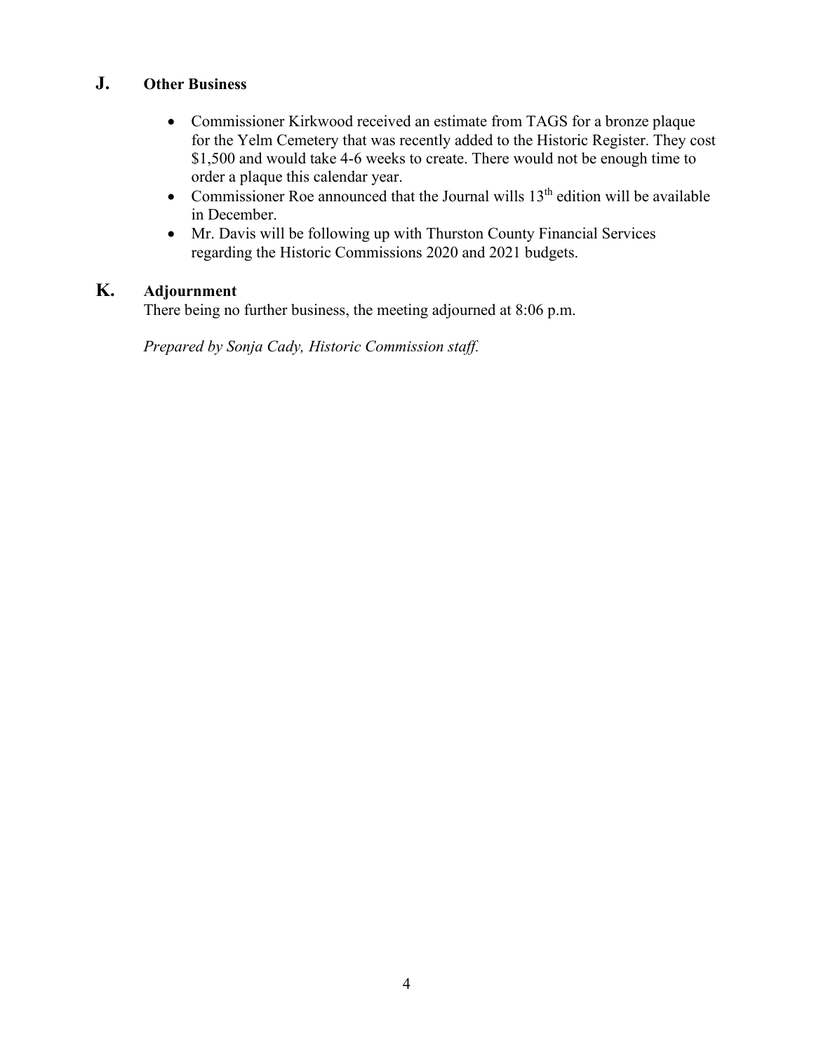## J. Other Business

- Commissioner Kirkwood received an estimate from TAGS for a bronze plaque for the Yelm Cemetery that was recently added to the Historic Register. They cost $1,500 and would take 4-6 weeks to create. There would not be enough time to order a plaque this calendar year.
- Commissioner Roe announced that the Journal wills 13th edition will be available in December.
- Mr. Davis will be following up with Thurston County Financial Services regarding the Historic Commissions 2020 and 2021 budgets.

## K. Adjournment

There being no further business, the meeting adjourned at 8:06 p.m.

*Prepared by Sonja Cady, Historic Commission staff.*